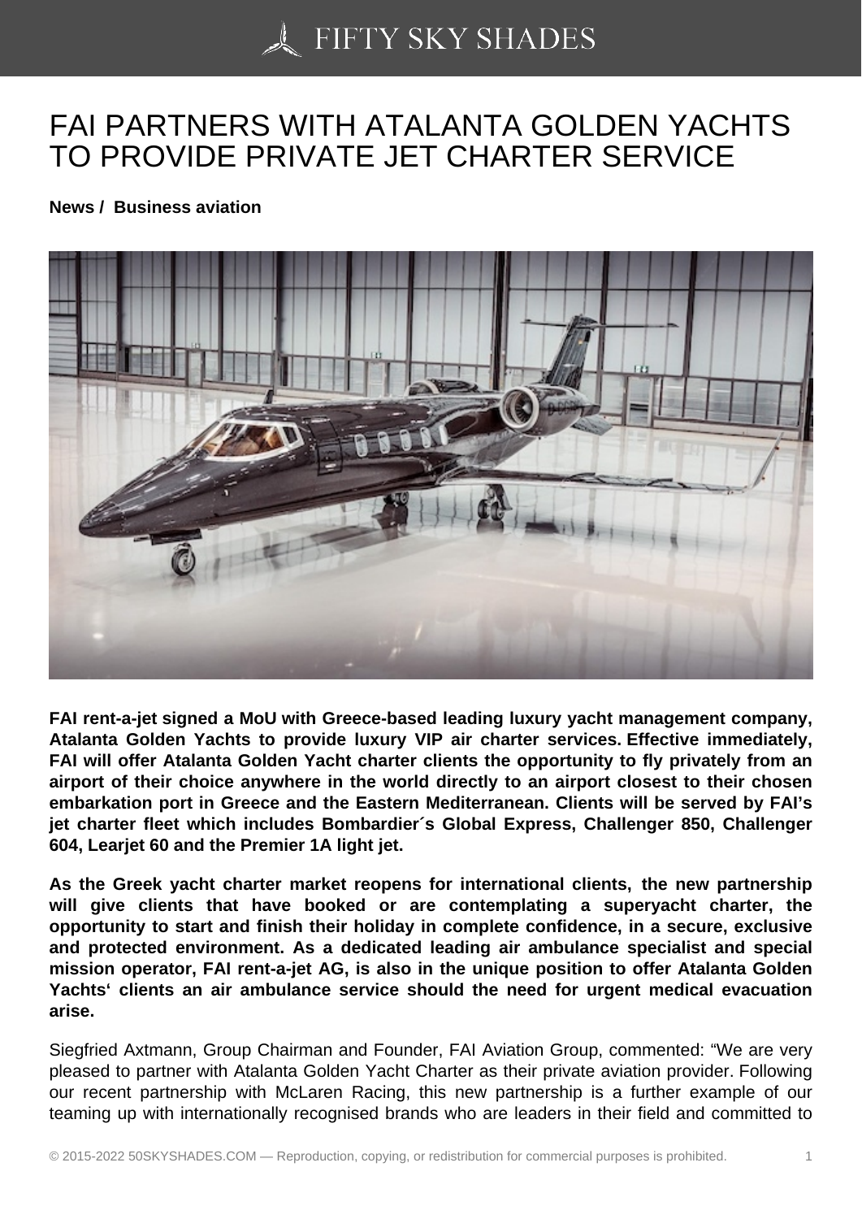# FAI PARTNERS WITH ATALANTA GOLDEN YACHTS TO PROVIDE PRIVATE JET CHARTER SERVICE

**News / Business aviation**

**FAI rent-a-jet signed a MoU with Greece-based leading luxury yacht management company, Atalanta Golden Yachts to provide luxury VIP air charter services. Effective immediately, FAI will offer Atalanta Golden Yacht charter clients the opportunity to fly privately from an airport of their choice anywhere in the world directly to an airport closest to their chosen embarkation port in Greece and the Eastern Mediterranean. Clients will be served by FAI's jet charter fleet which includes Bombardier´s Global Express, Challenger 850, Challenger 604, Learjet 60 and the Premier 1A light jet.**

**As the Greek yacht charter market reopens for international clients, the new partnership will give clients that have booked or are contemplating a superyacht charter, the opportunity to start and finish their holiday in complete confidence, in a secure, exclusive and protected environment. As a dedicated leading air ambulance specialist and special mission operator, FAI rent-a-jet AG, is also in the unique position to offer Atalanta Golden Yachts' clients an air ambulance service should the need for urgent medical evacuation arise.**

Siegfried Axtmann, Group Chairman and Founder, FAI Aviation Group, commented: "We are very pleased to partner with Atalanta Golden Yacht Charter as their private aviation provider. Following our recent partnership with McLaren Racing, this new partnership is a further example of our teaming up with internationally recognised brands who are leaders in their field and committed to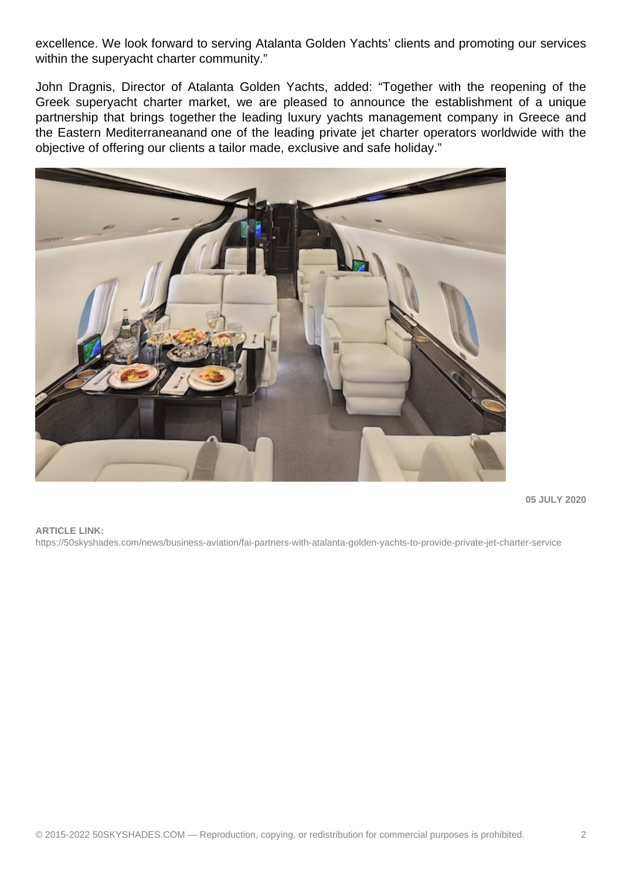excellence. We look forward to serving Atalanta Golden Yachts' clients and promoting our services within the superyacht charter community."

John Dragnis, Director of Atalanta Golden Yachts, added: "Together with the reopening of the Greek superyacht charter market, we are pleased to announce the establishment of a unique partnership that brings together the leading luxury yachts management company in Greece and the Eastern Mediterraneanand one of the leading private jet charter operators worldwide with the objective of offering our clients a tailor made, exclusive and safe holiday."

**05 JULY 2020**

**ARTICLE LINK:**
https://50skyshades.com/news/business-aviation/fai-partners-with-atalanta-golden-yachts-to-provide-private-jet-charter-service

© 2015-2022 50SKYSHADES.COM — Reproduction, copying, or redistribution for commercial purposes is prohibited.